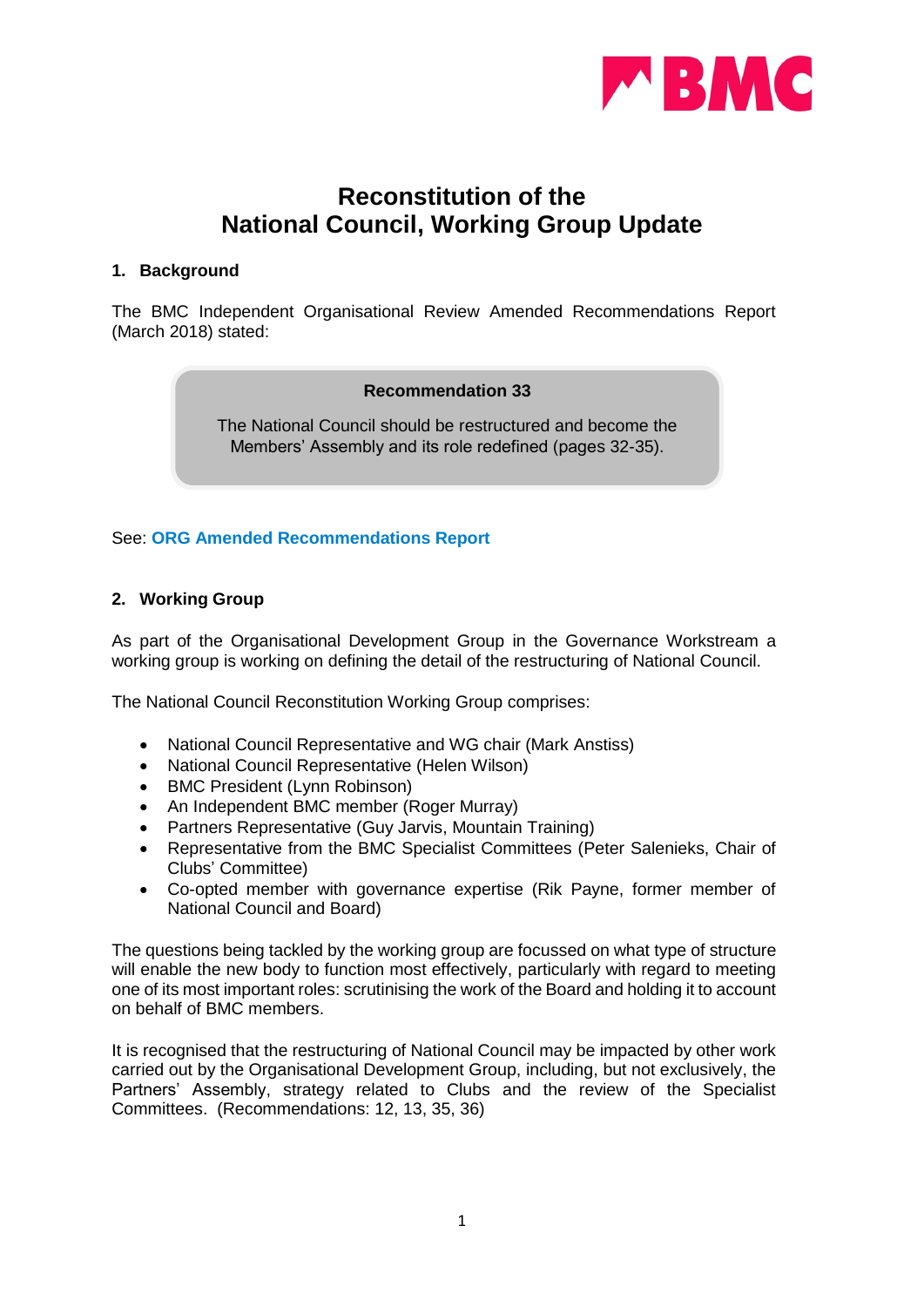# Reconstitution of the National Council, Working Group Update

## 1. Background

The BMC Independent Organisational Review Amended Recommendations Report (March 2018) stated:

> **Recommendation 33**
>
> The National Council should be restructured and become the Members' Assembly and its role redefined (pages 32-35).

See: **ORG Amended Recommendations Report**

## 2. Working Group

As part of the Organisational Development Group in the Governance Workstream a working group is working on defining the detail of the restructuring of National Council.

The National Council Reconstitution Working Group comprises:

- National Council Representative and WG chair (Mark Anstiss)
- National Council Representative (Helen Wilson)
- BMC President (Lynn Robinson)
- An Independent BMC member (Roger Murray)
- Partners Representative (Guy Jarvis, Mountain Training)
- Representative from the BMC Specialist Committees (Peter Salenieks, Chair of Clubs' Committee)
- Co-opted member with governance expertise (Rik Payne, former member of National Council and Board)

The questions being tackled by the working group are focussed on what type of structure will enable the new body to function most effectively, particularly with regard to meeting one of its most important roles: scrutinising the work of the Board and holding it to account on behalf of BMC members.

It is recognised that the restructuring of National Council may be impacted by other work carried out by the Organisational Development Group, including, but not exclusively, the Partners' Assembly, strategy related to Clubs and the review of the Specialist Committees. (Recommendations: 12, 13, 35, 36)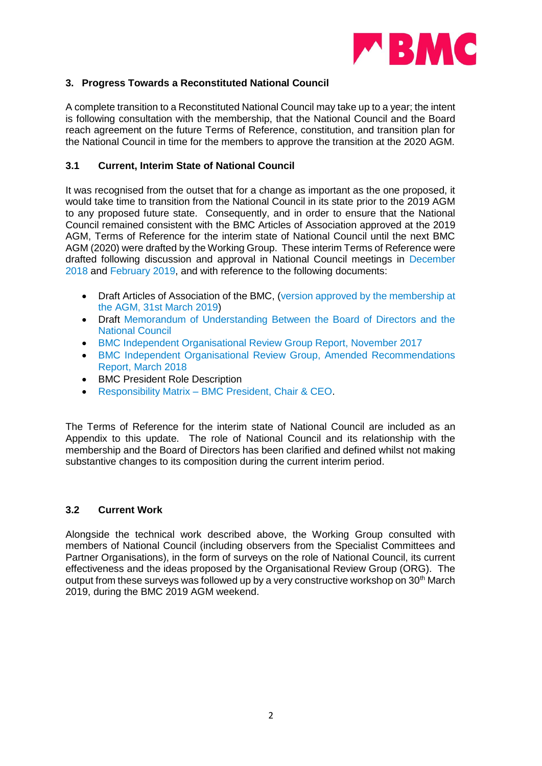## 3. Progress Towards a Reconstituted National Council

A complete transition to a Reconstituted National Council may take up to a year; the intent is following consultation with the membership, that the National Council and the Board reach agreement on the future Terms of Reference, constitution, and transition plan for the National Council in time for the members to approve the transition at the 2020 AGM.

### 3.1 Current, Interim State of National Council

It was recognised from the outset that for a change as important as the one proposed, it would take time to transition from the National Council in its state prior to the 2019 AGM to any proposed future state. Consequently, and in order to ensure that the National Council remained consistent with the BMC Articles of Association approved at the 2019 AGM, Terms of Reference for the interim state of National Council until the next BMC AGM (2020) were drafted by the Working Group. These interim Terms of Reference were drafted following discussion and approval in National Council meetings in December 2018 and February 2019, and with reference to the following documents:

- Draft Articles of Association of the BMC, (version approved by the membership at the AGM, 31st March 2019)
- Draft Memorandum of Understanding Between the Board of Directors and the National Council
- BMC Independent Organisational Review Group Report, November 2017
- BMC Independent Organisational Review Group, Amended Recommendations Report, March 2018
- BMC President Role Description
- Responsibility Matrix – BMC President, Chair & CEO.

The Terms of Reference for the interim state of National Council are included as an Appendix to this update. The role of National Council and its relationship with the membership and the Board of Directors has been clarified and defined whilst not making substantive changes to its composition during the current interim period.

### 3.2 Current Work

Alongside the technical work described above, the Working Group consulted with members of National Council (including observers from the Specialist Committees and Partner Organisations), in the form of surveys on the role of National Council, its current effectiveness and the ideas proposed by the Organisational Review Group (ORG). The output from these surveys was followed up by a very constructive workshop on 30th March 2019, during the BMC 2019 AGM weekend.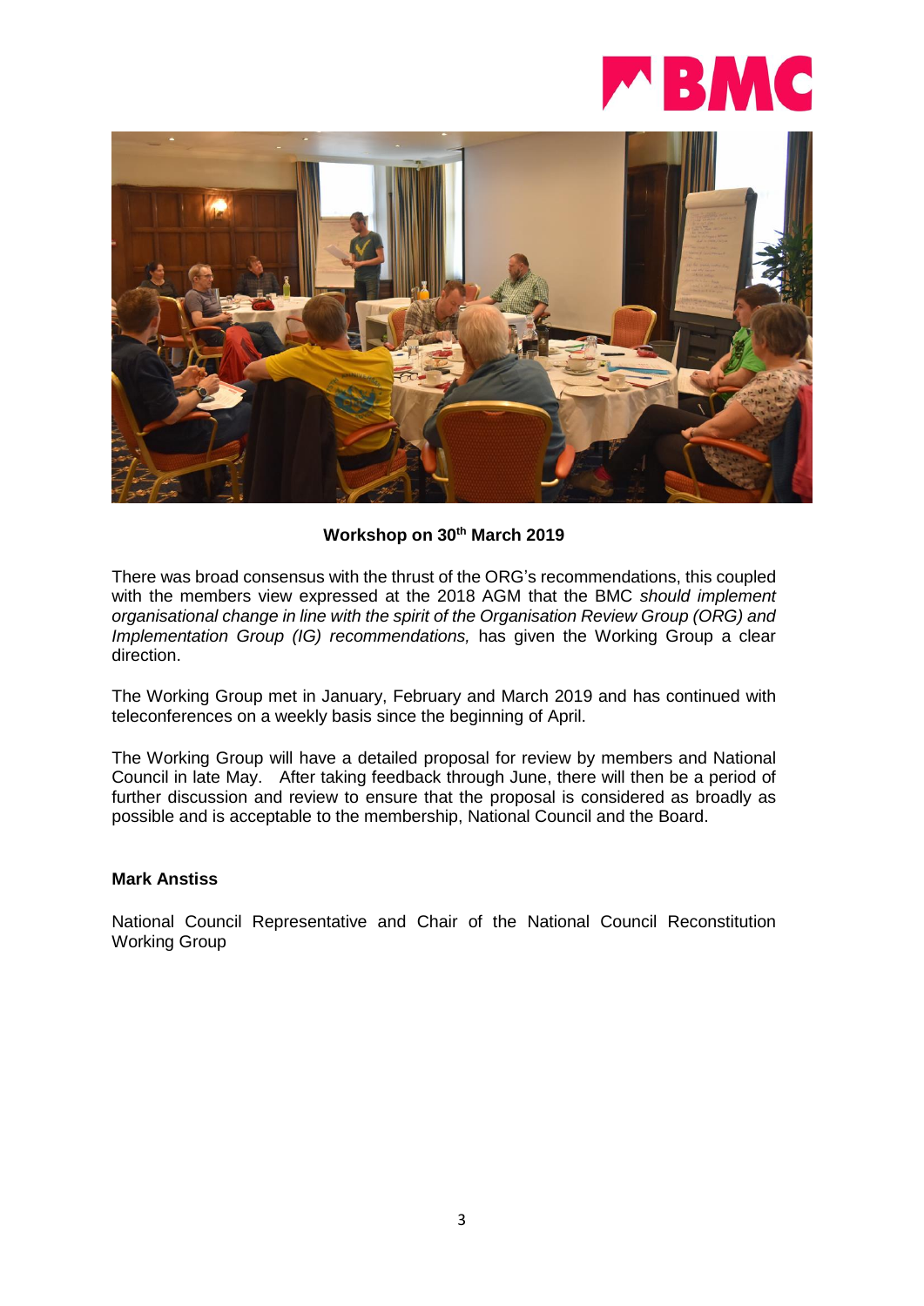**Workshop on 30th March 2019**

There was broad consensus with the thrust of the ORG's recommendations, this coupled with the members view expressed at the 2018 AGM that the BMC *should implement organisational change in line with the spirit of the Organisation Review Group (ORG) and Implementation Group (IG) recommendations,* has given the Working Group a clear direction.

The Working Group met in January, February and March 2019 and has continued with teleconferences on a weekly basis since the beginning of April.

The Working Group will have a detailed proposal for review by members and National Council in late May. After taking feedback through June, there will then be a period of further discussion and review to ensure that the proposal is considered as broadly as possible and is acceptable to the membership, National Council and the Board.

**Mark Anstiss**

National Council Representative and Chair of the National Council Reconstitution Working Group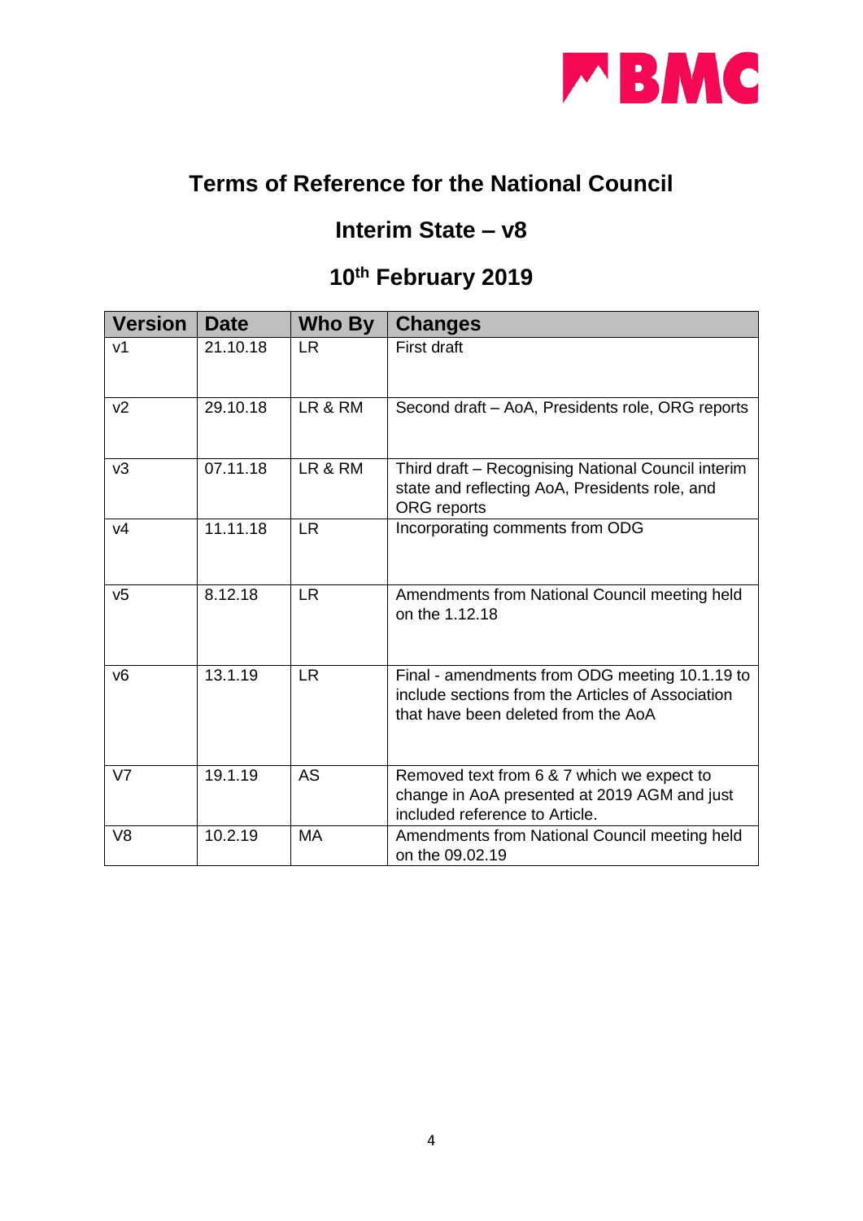# Terms of Reference for the National Council

## Interim State – v8

## 10th February 2019

| Version | Date | Who By | Changes |
|---|---|---|---|
| v1 | 21.10.18 | LR | First draft |
| v2 | 29.10.18 | LR & RM | Second draft – AoA, Presidents role, ORG reports |
| v3 | 07.11.18 | LR & RM | Third draft – Recognising National Council interim state and reflecting AoA, Presidents role, and ORG reports |
| v4 | 11.11.18 | LR | Incorporating comments from ODG |
| v5 | 8.12.18 | LR | Amendments from National Council meeting held on the 1.12.18 |
| v6 | 13.1.19 | LR | Final - amendments from ODG meeting 10.1.19 to include sections from the Articles of Association that have been deleted from the AoA |
| V7 | 19.1.19 | AS | Removed text from 6 & 7 which we expect to change in AoA presented at 2019 AGM and just included reference to Article. |
| V8 | 10.2.19 | MA | Amendments from National Council meeting held on the 09.02.19 |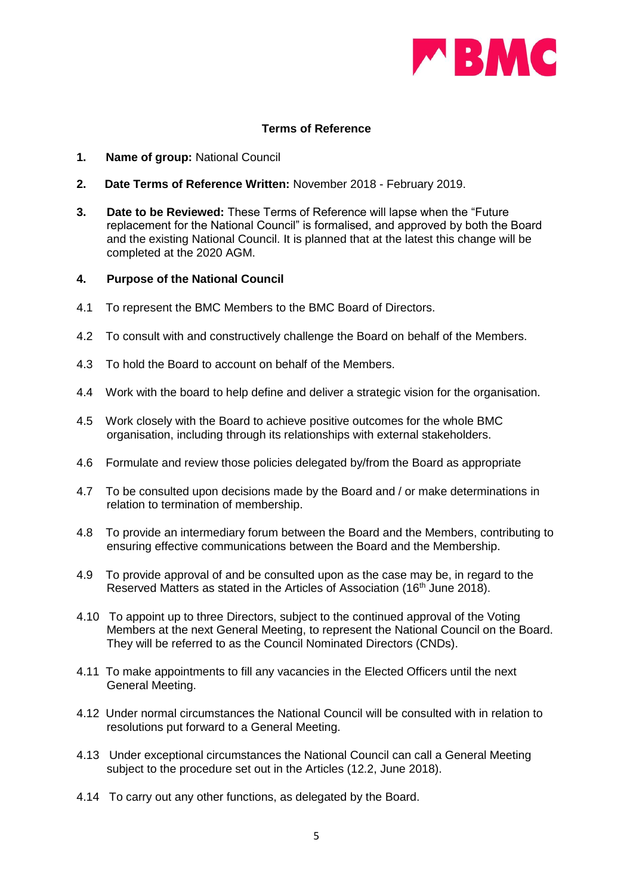BMC

**Terms of Reference**

1. **Name of group:** National Council

2. **Date Terms of Reference Written:** November 2018 - February 2019.

3. **Date to be Reviewed:** These Terms of Reference will lapse when the "Future replacement for the National Council" is formalised, and approved by both the Board and the existing National Council. It is planned that at the latest this change will be completed at the 2020 AGM.

4. **Purpose of the National Council**

4.1 To represent the BMC Members to the BMC Board of Directors.

4.2 To consult with and constructively challenge the Board on behalf of the Members.

4.3 To hold the Board to account on behalf of the Members.

4.4 Work with the board to help define and deliver a strategic vision for the organisation.

4.5 Work closely with the Board to achieve positive outcomes for the whole BMC organisation, including through its relationships with external stakeholders.

4.6 Formulate and review those policies delegated by/from the Board as appropriate

4.7 To be consulted upon decisions made by the Board and / or make determinations in relation to termination of membership.

4.8 To provide an intermediary forum between the Board and the Members, contributing to ensuring effective communications between the Board and the Membership.

4.9 To provide approval of and be consulted upon as the case may be, in regard to the Reserved Matters as stated in the Articles of Association (16th June 2018).

4.10 To appoint up to three Directors, subject to the continued approval of the Voting Members at the next General Meeting, to represent the National Council on the Board. They will be referred to as the Council Nominated Directors (CNDs).

4.11 To make appointments to fill any vacancies in the Elected Officers until the next General Meeting.

4.12 Under normal circumstances the National Council will be consulted with in relation to resolutions put forward to a General Meeting.

4.13 Under exceptional circumstances the National Council can call a General Meeting subject to the procedure set out in the Articles (12.2, June 2018).

4.14 To carry out any other functions, as delegated by the Board.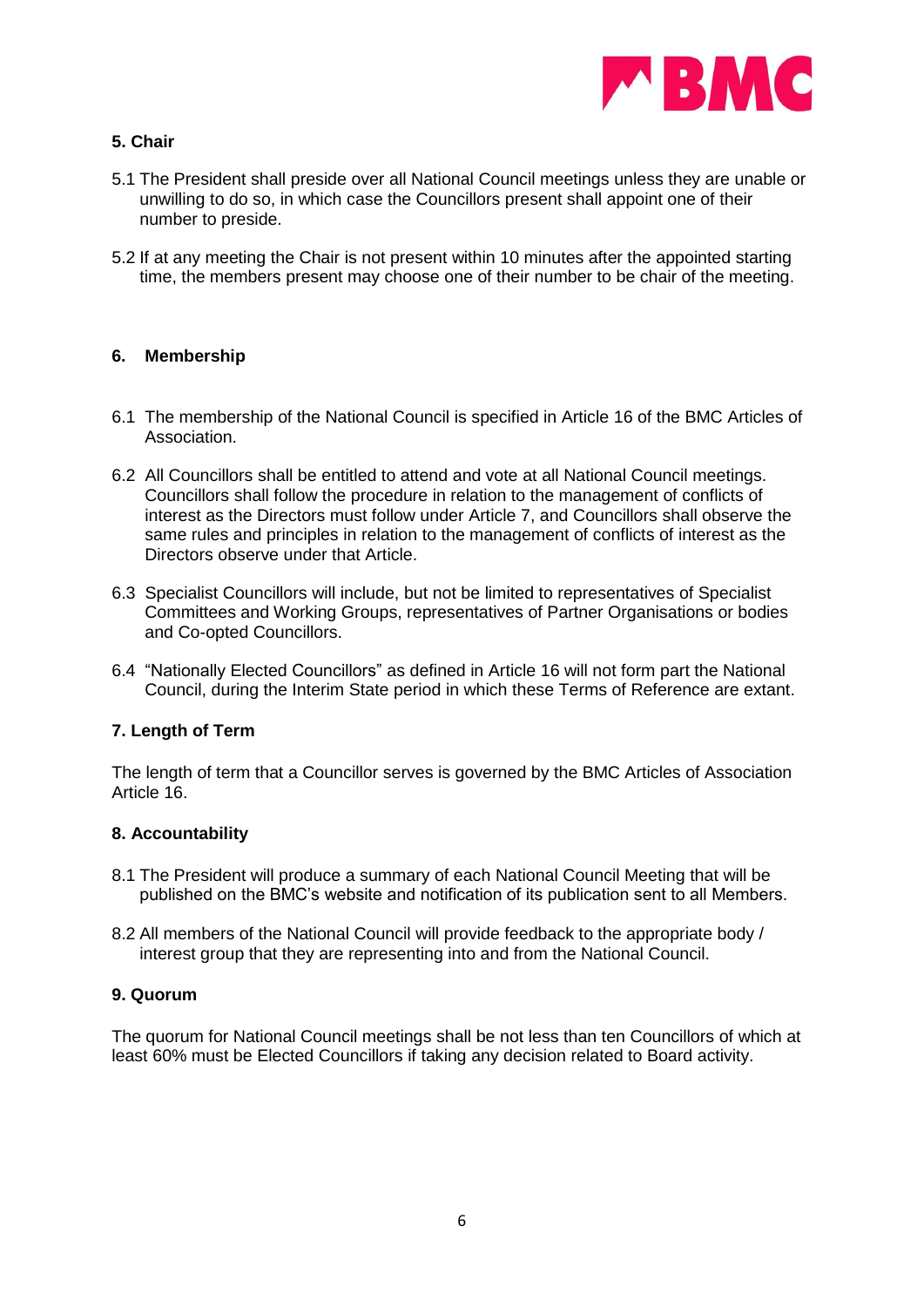## 5. Chair

5.1 The President shall preside over all National Council meetings unless they are unable or unwilling to do so, in which case the Councillors present shall appoint one of their number to preside.

5.2 If at any meeting the Chair is not present within 10 minutes after the appointed starting time, the members present may choose one of their number to be chair of the meeting.

## 6. Membership

6.1 The membership of the National Council is specified in Article 16 of the BMC Articles of Association.

6.2 All Councillors shall be entitled to attend and vote at all National Council meetings. Councillors shall follow the procedure in relation to the management of conflicts of interest as the Directors must follow under Article 7, and Councillors shall observe the same rules and principles in relation to the management of conflicts of interest as the Directors observe under that Article.

6.3 Specialist Councillors will include, but not be limited to representatives of Specialist Committees and Working Groups, representatives of Partner Organisations or bodies and Co-opted Councillors.

6.4 "Nationally Elected Councillors" as defined in Article 16 will not form part the National Council, during the Interim State period in which these Terms of Reference are extant.

## 7. Length of Term

The length of term that a Councillor serves is governed by the BMC Articles of Association Article 16.

## 8. Accountability

8.1 The President will produce a summary of each National Council Meeting that will be published on the BMC's website and notification of its publication sent to all Members.

8.2 All members of the National Council will provide feedback to the appropriate body / interest group that they are representing into and from the National Council.

## 9. Quorum

The quorum for National Council meetings shall be not less than ten Councillors of which at least 60% must be Elected Councillors if taking any decision related to Board activity.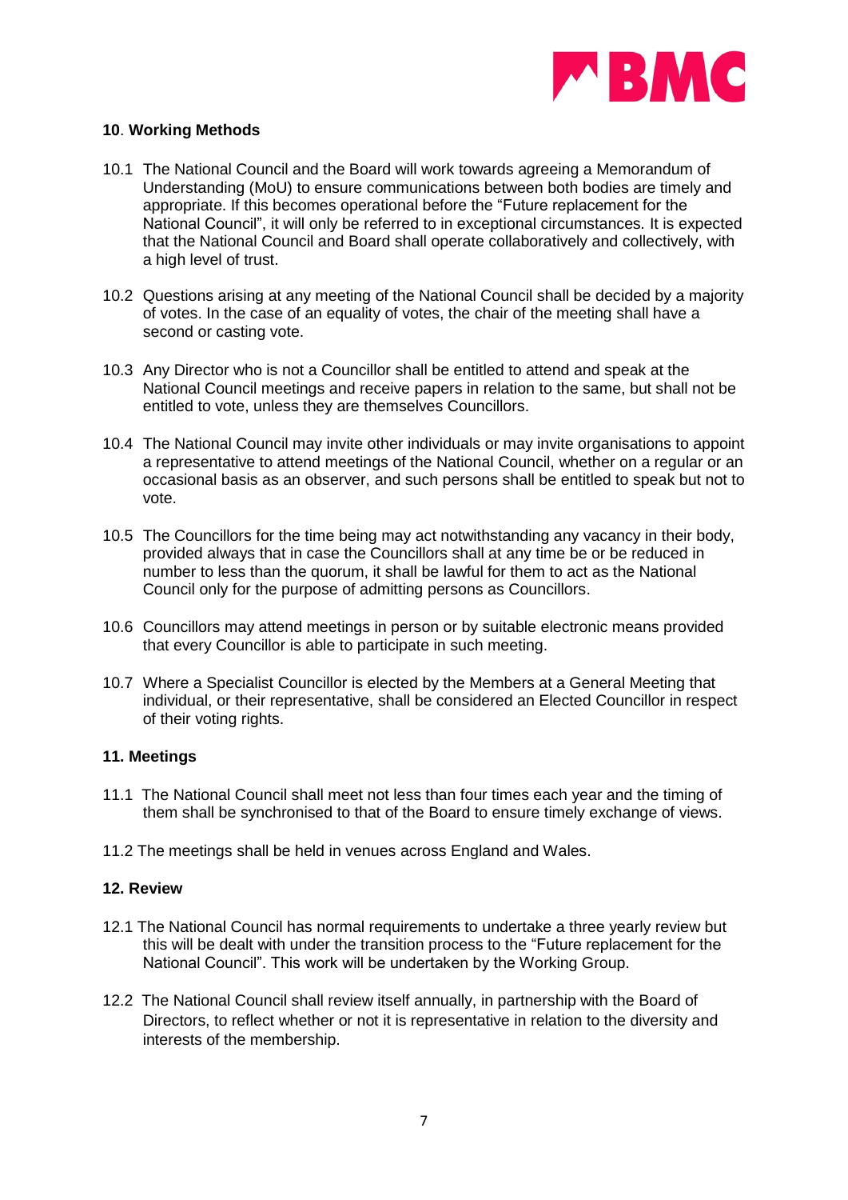## 10. Working Methods

10.1 The National Council and the Board will work towards agreeing a Memorandum of Understanding (MoU) to ensure communications between both bodies are timely and appropriate. If this becomes operational before the "Future replacement for the National Council", it will only be referred to in exceptional circumstances. It is expected that the National Council and Board shall operate collaboratively and collectively, with a high level of trust.

10.2 Questions arising at any meeting of the National Council shall be decided by a majority of votes. In the case of an equality of votes, the chair of the meeting shall have a second or casting vote.

10.3 Any Director who is not a Councillor shall be entitled to attend and speak at the National Council meetings and receive papers in relation to the same, but shall not be entitled to vote, unless they are themselves Councillors.

10.4 The National Council may invite other individuals or may invite organisations to appoint a representative to attend meetings of the National Council, whether on a regular or an occasional basis as an observer, and such persons shall be entitled to speak but not to vote.

10.5 The Councillors for the time being may act notwithstanding any vacancy in their body, provided always that in case the Councillors shall at any time be or be reduced in number to less than the quorum, it shall be lawful for them to act as the National Council only for the purpose of admitting persons as Councillors.

10.6 Councillors may attend meetings in person or by suitable electronic means provided that every Councillor is able to participate in such meeting.

10.7 Where a Specialist Councillor is elected by the Members at a General Meeting that individual, or their representative, shall be considered an Elected Councillor in respect of their voting rights.

## 11. Meetings

11.1 The National Council shall meet not less than four times each year and the timing of them shall be synchronised to that of the Board to ensure timely exchange of views.

11.2 The meetings shall be held in venues across England and Wales.

## 12. Review

12.1 The National Council has normal requirements to undertake a three yearly review but this will be dealt with under the transition process to the "Future replacement for the National Council". This work will be undertaken by the Working Group.

12.2 The National Council shall review itself annually, in partnership with the Board of Directors, to reflect whether or not it is representative in relation to the diversity and interests of the membership.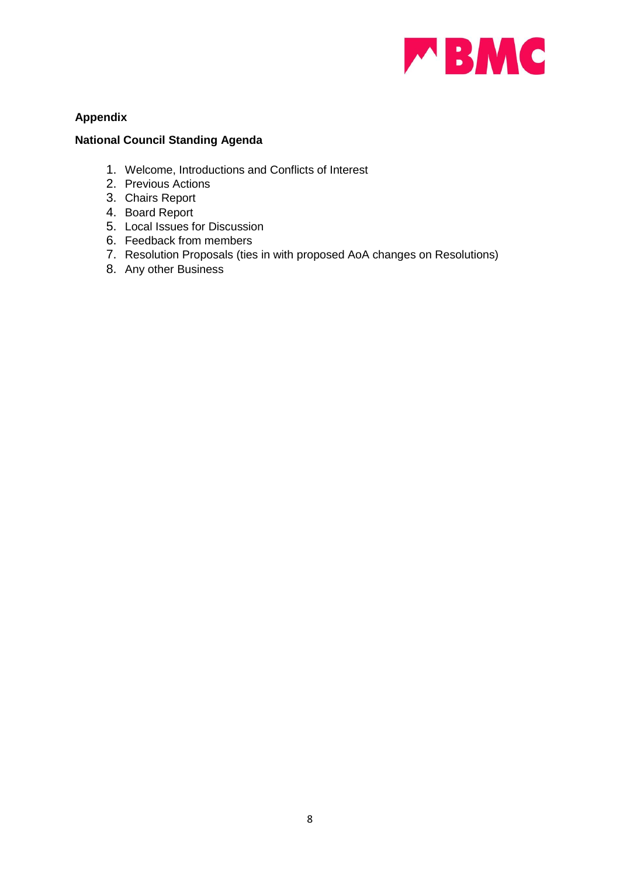**Appendix**

**National Council Standing Agenda**

1. Welcome, Introductions and Conflicts of Interest
2. Previous Actions
3. Chairs Report
4. Board Report
5. Local Issues for Discussion
6. Feedback from members
7. Resolution Proposals (ties in with proposed AoA changes on Resolutions)
8. Any other Business